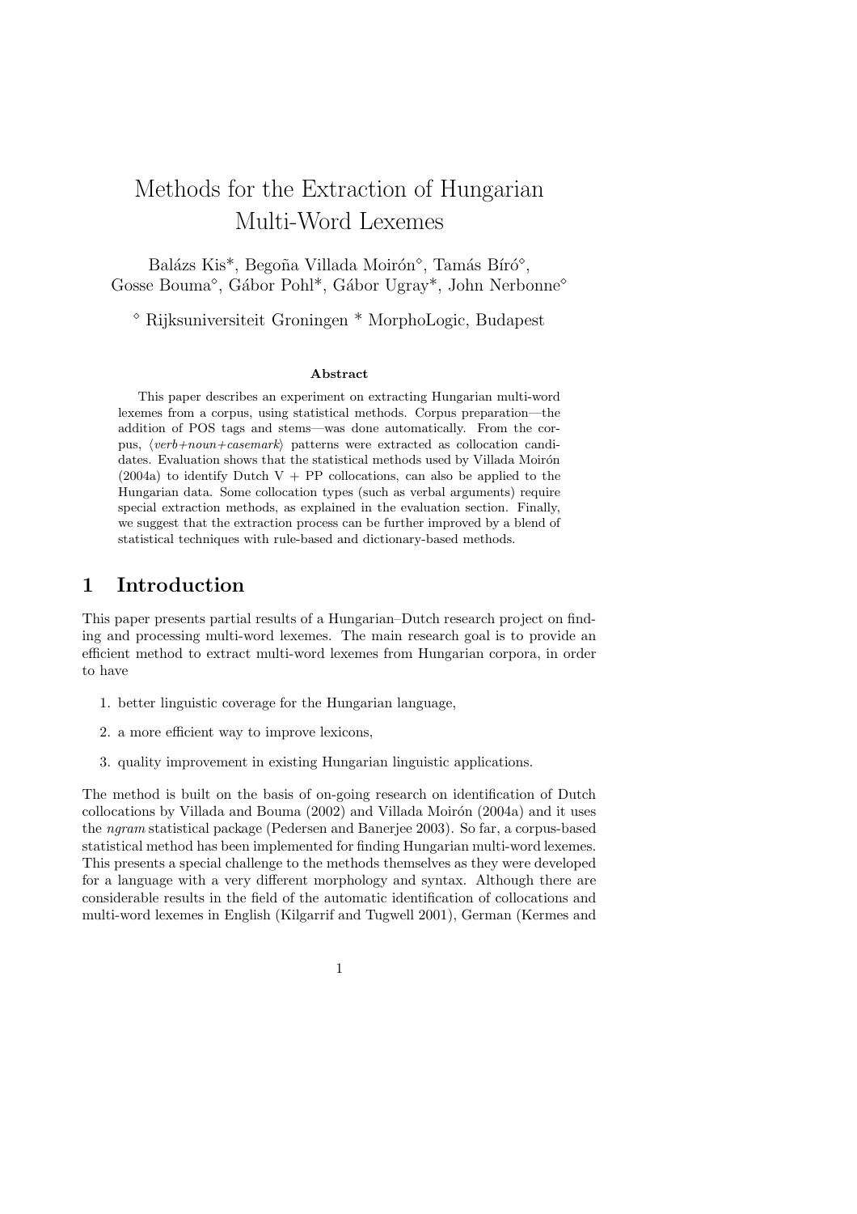# Methods for the Extraction of Hungarian Multi-Word Lexemes

Balázs Kis*, Begoña Villada Moirón[◇], Tamás Bíró[◇], Gosse Bouma[◇], Gábor Pohl*, Gábor Ugray*, John Nerbonne[◇]

[◇] Rijksuniversiteit Groningen * MorphoLogic, Budapest

### Abstract

This paper describes an experiment on extracting Hungarian multi-word lexemes from a corpus, using statistical methods. Corpus preparation—the addition of POS tags and stems—was done automatically. From the corpus, ⟨*verb+noun+casemark*⟩ patterns were extracted as collocation candidates. Evaluation shows that the statistical methods used by Villada Moirón (2004a) to identify Dutch V + PP collocations, can also be applied to the Hungarian data. Some collocation types (such as verbal arguments) require special extraction methods, as explained in the evaluation section. Finally, we suggest that the extraction process can be further improved by a blend of statistical techniques with rule-based and dictionary-based methods.

## 1 Introduction

This paper presents partial results of a Hungarian–Dutch research project on finding and processing multi-word lexemes. The main research goal is to provide an efficient method to extract multi-word lexemes from Hungarian corpora, in order to have

1. better linguistic coverage for the Hungarian language,
2. a more efficient way to improve lexicons,
3. quality improvement in existing Hungarian linguistic applications.

The method is built on the basis of on-going research on identification of Dutch collocations by Villada and Bouma (2002) and Villada Moirón (2004a) and it uses the *ngram* statistical package (Pedersen and Banerjee 2003). So far, a corpus-based statistical method has been implemented for finding Hungarian multi-word lexemes. This presents a special challenge to the methods themselves as they were developed for a language with a very different morphology and syntax. Although there are considerable results in the field of the automatic identification of collocations and multi-word lexemes in English (Kilgarrif and Tugwell 2001), German (Kermes and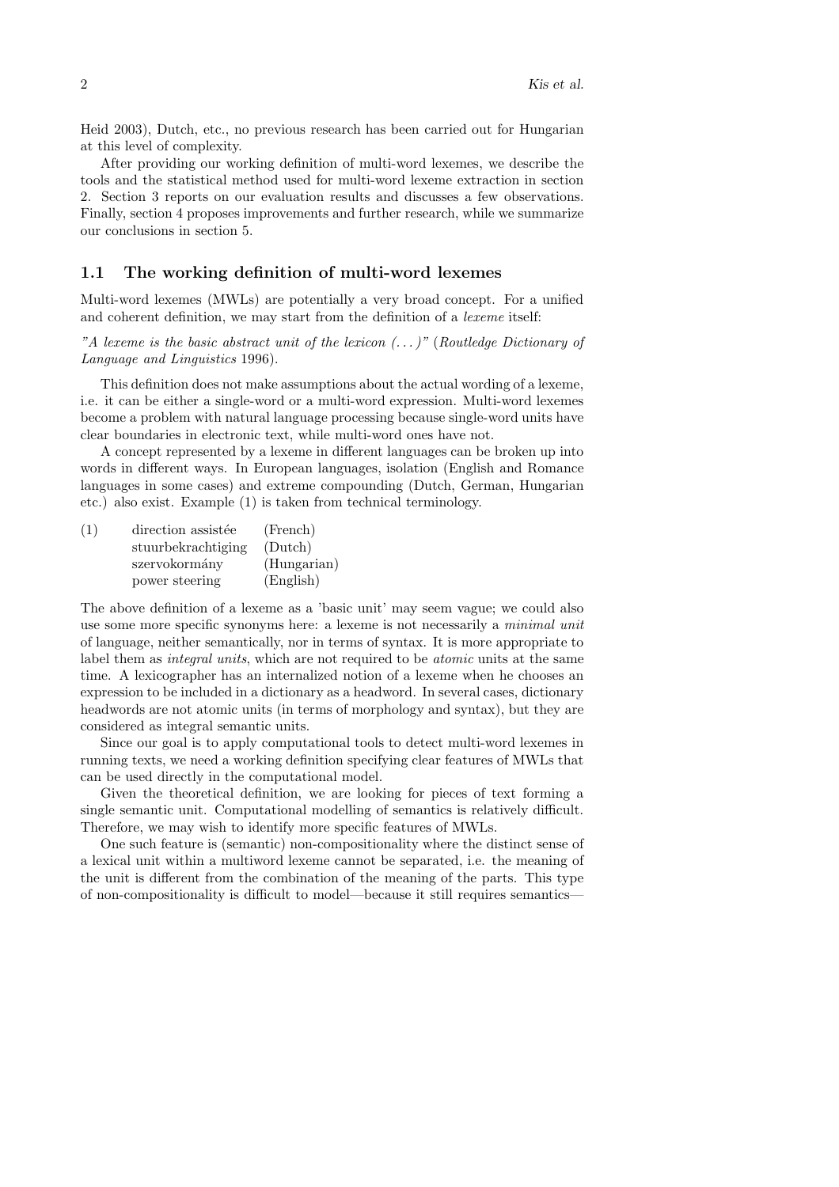Heid 2003), Dutch, etc., no previous research has been carried out for Hungarian at this level of complexity.

After providing our working definition of multi-word lexemes, we describe the tools and the statistical method used for multi-word lexeme extraction in section 2. Section 3 reports on our evaluation results and discusses a few observations. Finally, section 4 proposes improvements and further research, while we summarize our conclusions in section 5.

## 1.1 The working definition of multi-word lexemes

Multi-word lexemes (MWLs) are potentially a very broad concept. For a unified and coherent definition, we may start from the definition of a *lexeme* itself:

*"A lexeme is the basic abstract unit of the lexicon (...)"* (*Routledge Dictionary of Language and Linguistics* 1996).

This definition does not make assumptions about the actual wording of a lexeme, i.e. it can be either a single-word or a multi-word expression. Multi-word lexemes become a problem with natural language processing because single-word units have clear boundaries in electronic text, while multi-word ones have not.

A concept represented by a lexeme in different languages can be broken up into words in different ways. In European languages, isolation (English and Romance languages in some cases) and extreme compounding (Dutch, German, Hungarian etc.) also exist. Example (1) is taken from technical terminology.

| (1) | direction assistée | (French) |
|---|---|---|
| | stuurbekrachtiging | (Dutch) |
| | szervokormány | (Hungarian) |
| | power steering | (English) |

The above definition of a lexeme as a 'basic unit' may seem vague; we could also use some more specific synonyms here: a lexeme is not necessarily a *minimal unit* of language, neither semantically, nor in terms of syntax. It is more appropriate to label them as *integral units*, which are not required to be *atomic* units at the same time. A lexicographer has an internalized notion of a lexeme when he chooses an expression to be included in a dictionary as a headword. In several cases, dictionary headwords are not atomic units (in terms of morphology and syntax), but they are considered as integral semantic units.

Since our goal is to apply computational tools to detect multi-word lexemes in running texts, we need a working definition specifying clear features of MWLs that can be used directly in the computational model.

Given the theoretical definition, we are looking for pieces of text forming a single semantic unit. Computational modelling of semantics is relatively difficult. Therefore, we may wish to identify more specific features of MWLs.

One such feature is (semantic) non-compositionality where the distinct sense of a lexical unit within a multiword lexeme cannot be separated, i.e. the meaning of the unit is different from the combination of the meaning of the parts. This type of non-compositionality is difficult to model—because it still requires semantics—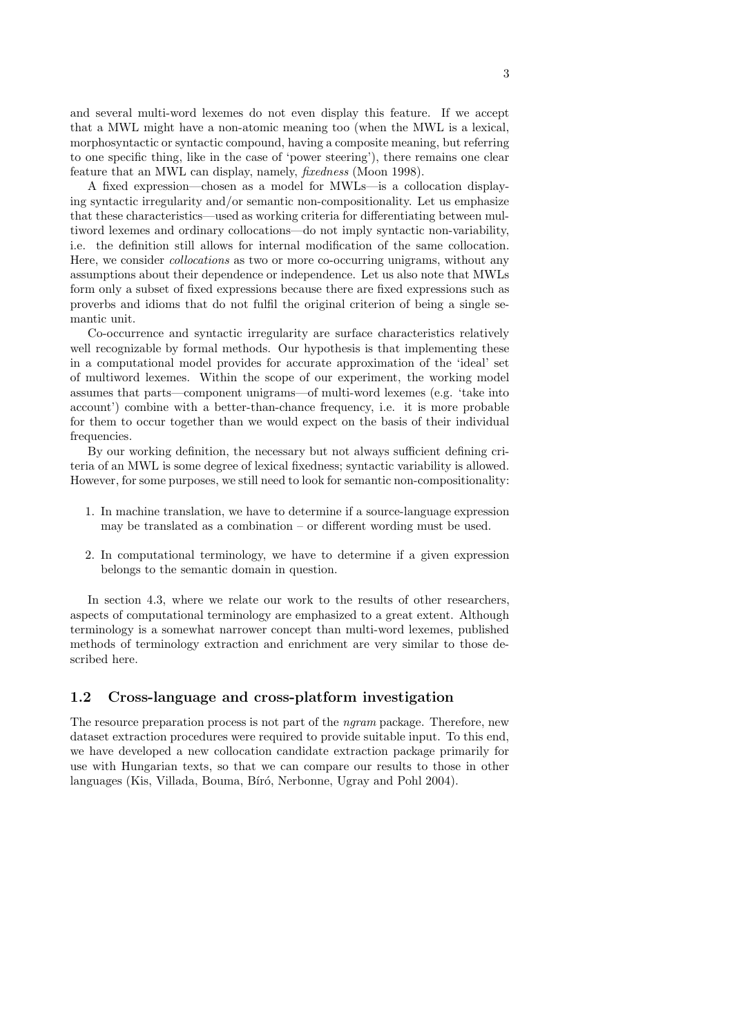and several multi-word lexemes do not even display this feature. If we accept that a MWL might have a non-atomic meaning too (when the MWL is a lexical, morphosyntactic or syntactic compound, having a composite meaning, but referring to one specific thing, like in the case of 'power steering'), there remains one clear feature that an MWL can display, namely, *fixedness* (Moon 1998).

A fixed expression—chosen as a model for MWLs—is a collocation displaying syntactic irregularity and/or semantic non-compositionality. Let us emphasize that these characteristics—used as working criteria for differentiating between multiword lexemes and ordinary collocations—do not imply syntactic non-variability, i.e. the definition still allows for internal modification of the same collocation. Here, we consider *collocations* as two or more co-occurring unigrams, without any assumptions about their dependence or independence. Let us also note that MWLs form only a subset of fixed expressions because there are fixed expressions such as proverbs and idioms that do not fulfil the original criterion of being a single semantic unit.

Co-occurrence and syntactic irregularity are surface characteristics relatively well recognizable by formal methods. Our hypothesis is that implementing these in a computational model provides for accurate approximation of the 'ideal' set of multiword lexemes. Within the scope of our experiment, the working model assumes that parts—component unigrams—of multi-word lexemes (e.g. 'take into account') combine with a better-than-chance frequency, i.e. it is more probable for them to occur together than we would expect on the basis of their individual frequencies.

By our working definition, the necessary but not always sufficient defining criteria of an MWL is some degree of lexical fixedness; syntactic variability is allowed. However, for some purposes, we still need to look for semantic non-compositionality:

1. In machine translation, we have to determine if a source-language expression may be translated as a combination – or different wording must be used.
2. In computational terminology, we have to determine if a given expression belongs to the semantic domain in question.

In section 4.3, where we relate our work to the results of other researchers, aspects of computational terminology are emphasized to a great extent. Although terminology is a somewhat narrower concept than multi-word lexemes, published methods of terminology extraction and enrichment are very similar to those described here.

## 1.2 Cross-language and cross-platform investigation

The resource preparation process is not part of the *ngram* package. Therefore, new dataset extraction procedures were required to provide suitable input. To this end, we have developed a new collocation candidate extraction package primarily for use with Hungarian texts, so that we can compare our results to those in other languages (Kis, Villada, Bouma, Bíró, Nerbonne, Ugray and Pohl 2004).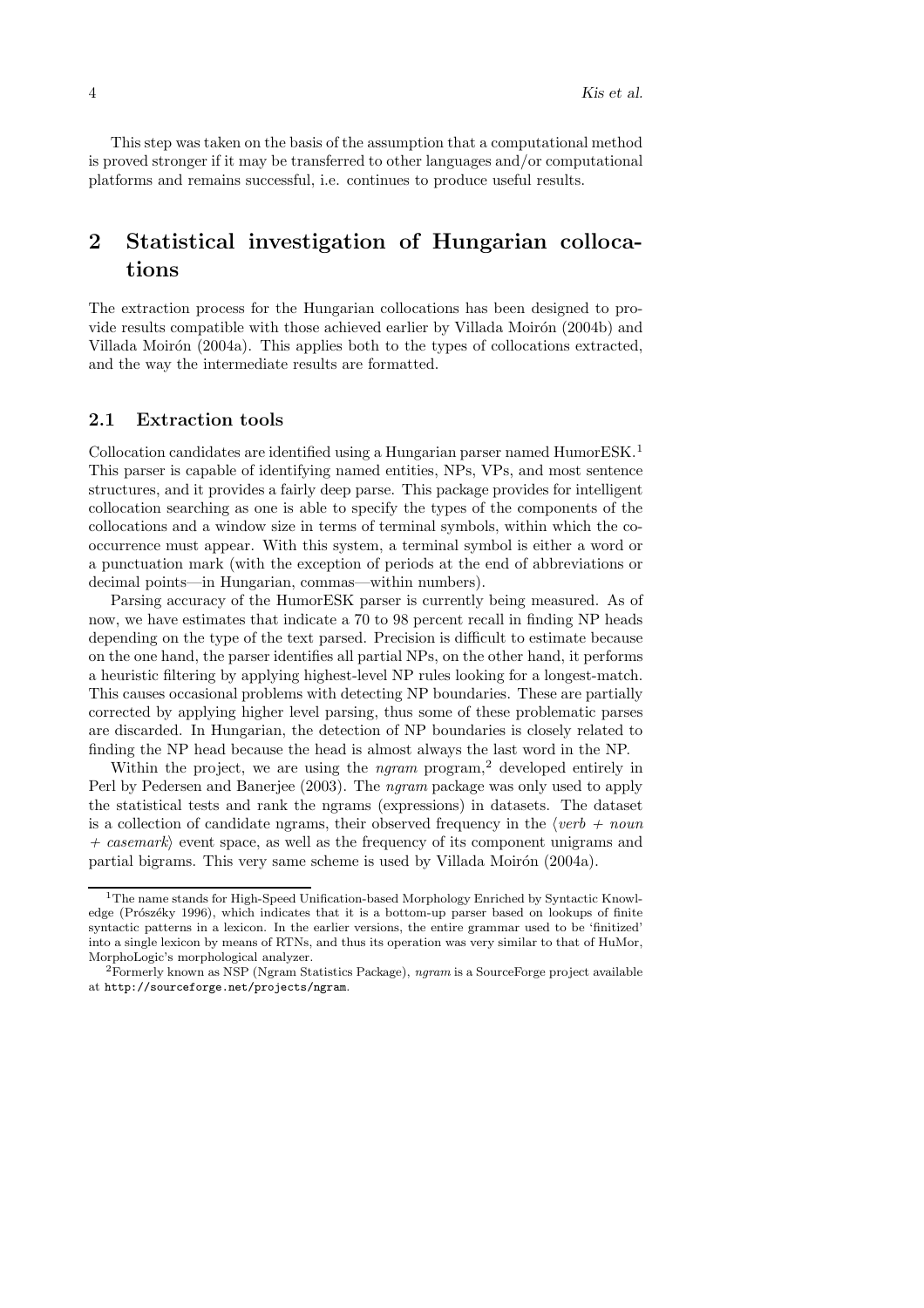This step was taken on the basis of the assumption that a computational method is proved stronger if it may be transferred to other languages and/or computational platforms and remains successful, i.e. continues to produce useful results.

## 2 Statistical investigation of Hungarian collocations

The extraction process for the Hungarian collocations has been designed to provide results compatible with those achieved earlier by Villada Moirón (2004b) and Villada Moirón (2004a). This applies both to the types of collocations extracted, and the way the intermediate results are formatted.

### 2.1 Extraction tools

Collocation candidates are identified using a Hungarian parser named HumorESK.[1] This parser is capable of identifying named entities, NPs, VPs, and most sentence structures, and it provides a fairly deep parse. This package provides for intelligent collocation searching as one is able to specify the types of the components of the collocations and a window size in terms of terminal symbols, within which the co-occurrence must appear. With this system, a terminal symbol is either a word or a punctuation mark (with the exception of periods at the end of abbreviations or decimal points—in Hungarian, commas—within numbers).

Parsing accuracy of the HumorESK parser is currently being measured. As of now, we have estimates that indicate a 70 to 98 percent recall in finding NP heads depending on the type of the text parsed. Precision is difficult to estimate because on the one hand, the parser identifies all partial NPs, on the other hand, it performs a heuristic filtering by applying highest-level NP rules looking for a longest-match. This causes occasional problems with detecting NP boundaries. These are partially corrected by applying higher level parsing, thus some of these problematic parses are discarded. In Hungarian, the detection of NP boundaries is closely related to finding the NP head because the head is almost always the last word in the NP.

Within the project, we are using the *ngram* program,[2] developed entirely in Perl by Pedersen and Banerjee (2003). The *ngram* package was only used to apply the statistical tests and rank the ngrams (expressions) in datasets. The dataset is a collection of candidate ngrams, their observed frequency in the ⟨*verb* + *noun* + *casemark*⟩ event space, as well as the frequency of its component unigrams and partial bigrams. This very same scheme is used by Villada Moirón (2004a).

---

[1] The name stands for High-Speed Unification-based Morphology Enriched by Syntactic Knowledge (Prószéky 1996), which indicates that it is a bottom-up parser based on lookups of finite syntactic patterns in a lexicon. In the earlier versions, the entire grammar used to be 'finitized' into a single lexicon by means of RTNs, and thus its operation was very similar to that of HuMor, MorphoLogic's morphological analyzer.

[2] Formerly known as NSP (Ngram Statistics Package), *ngram* is a SourceForge project available at `http://sourceforge.net/projects/ngram`.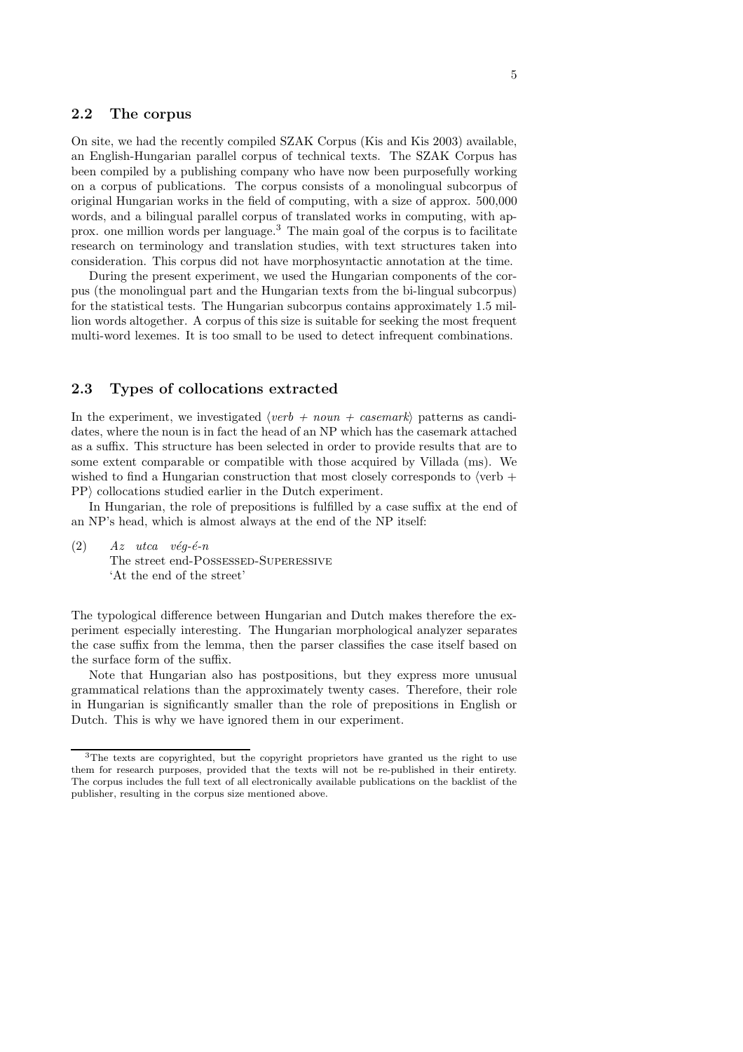## 2.2 The corpus

On site, we had the recently compiled SZAK Corpus (Kis and Kis 2003) available, an English-Hungarian parallel corpus of technical texts. The SZAK Corpus has been compiled by a publishing company who have now been purposefully working on a corpus of publications. The corpus consists of a monolingual subcorpus of original Hungarian works in the field of computing, with a size of approx. 500,000 words, and a bilingual parallel corpus of translated works in computing, with approx. one million words per language.[3] The main goal of the corpus is to facilitate research on terminology and translation studies, with text structures taken into consideration. This corpus did not have morphosyntactic annotation at the time.

During the present experiment, we used the Hungarian components of the corpus (the monolingual part and the Hungarian texts from the bi-lingual subcorpus) for the statistical tests. The Hungarian subcorpus contains approximately 1.5 million words altogether. A corpus of this size is suitable for seeking the most frequent multi-word lexemes. It is too small to be used to detect infrequent combinations.

## 2.3 Types of collocations extracted

In the experiment, we investigated ⟨*verb + noun + casemark*⟩ patterns as candidates, where the noun is in fact the head of an NP which has the casemark attached as a suffix. This structure has been selected in order to provide results that are to some extent comparable or compatible with those acquired by Villada (ms). We wished to find a Hungarian construction that most closely corresponds to ⟨verb + PP⟩ collocations studied earlier in the Dutch experiment.

In Hungarian, the role of prepositions is fulfilled by a case suffix at the end of an NP's head, which is almost always at the end of the NP itself:

(2) *Az utca vég-é-n*
The street end-Possessed-Superessive
'At the end of the street'

The typological difference between Hungarian and Dutch makes therefore the experiment especially interesting. The Hungarian morphological analyzer separates the case suffix from the lemma, then the parser classifies the case itself based on the surface form of the suffix.

Note that Hungarian also has postpositions, but they express more unusual grammatical relations than the approximately twenty cases. Therefore, their role in Hungarian is significantly smaller than the role of prepositions in English or Dutch. This is why we have ignored them in our experiment.

[3] The texts are copyrighted, but the copyright proprietors have granted us the right to use them for research purposes, provided that the texts will not be re-published in their entirety. The corpus includes the full text of all electronically available publications on the backlist of the publisher, resulting in the corpus size mentioned above.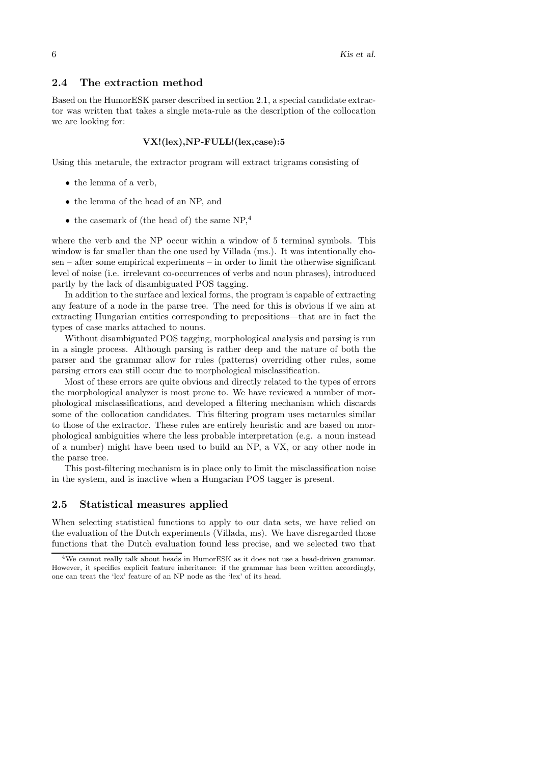### 2.4 The extraction method

Based on the HumorESK parser described in section 2.1, a special candidate extractor was written that takes a single meta-rule as the description of the collocation we are looking for:

**VX!(lex),NP-FULL!(lex,case):5**

Using this metarule, the extractor program will extract trigrams consisting of

- the lemma of a verb,
- the lemma of the head of an NP, and
- the casemark of (the head of) the same NP,[4]

where the verb and the NP occur within a window of 5 terminal symbols. This window is far smaller than the one used by Villada (ms.). It was intentionally chosen – after some empirical experiments – in order to limit the otherwise significant level of noise (i.e. irrelevant co-occurrences of verbs and noun phrases), introduced partly by the lack of disambiguated POS tagging.

In addition to the surface and lexical forms, the program is capable of extracting any feature of a node in the parse tree. The need for this is obvious if we aim at extracting Hungarian entities corresponding to prepositions—that are in fact the types of case marks attached to nouns.

Without disambiguated POS tagging, morphological analysis and parsing is run in a single process. Although parsing is rather deep and the nature of both the parser and the grammar allow for rules (patterns) overriding other rules, some parsing errors can still occur due to morphological misclassification.

Most of these errors are quite obvious and directly related to the types of errors the morphological analyzer is most prone to. We have reviewed a number of morphological misclassifications, and developed a filtering mechanism which discards some of the collocation candidates. This filtering program uses metarules similar to those of the extractor. These rules are entirely heuristic and are based on morphological ambiguities where the less probable interpretation (e.g. a noun instead of a number) might have been used to build an NP, a VX, or any other node in the parse tree.

This post-filtering mechanism is in place only to limit the misclassification noise in the system, and is inactive when a Hungarian POS tagger is present.

### 2.5 Statistical measures applied

When selecting statistical functions to apply to our data sets, we have relied on the evaluation of the Dutch experiments (Villada, ms). We have disregarded those functions that the Dutch evaluation found less precise, and we selected two that

[4] We cannot really talk about heads in HumorESK as it does not use a head-driven grammar. However, it specifies explicit feature inheritance: if the grammar has been written accordingly, one can treat the 'lex' feature of an NP node as the 'lex' of its head.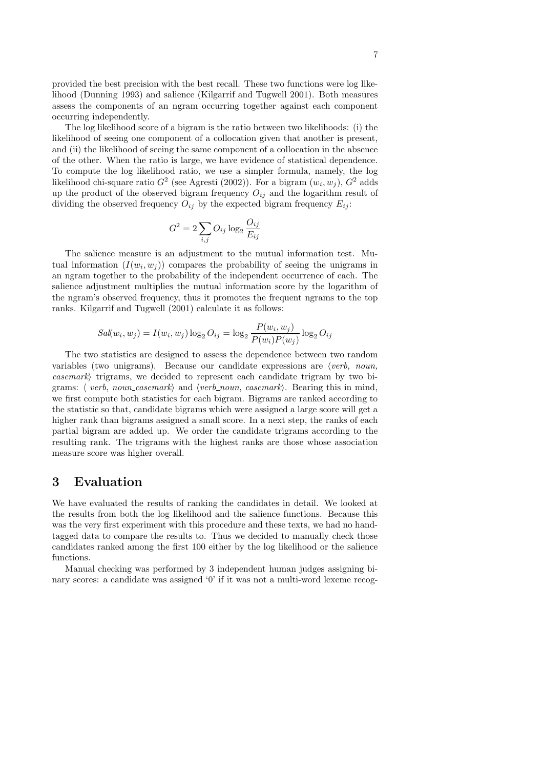provided the best precision with the best recall. These two functions were log likelihood (Dunning 1993) and salience (Kilgarrif and Tugwell 2001). Both measures assess the components of an ngram occurring together against each component occurring independently.

The log likelihood score of a bigram is the ratio between two likelihoods: (i) the likelihood of seeing one component of a collocation given that another is present, and (ii) the likelihood of seeing the same component of a collocation in the absence of the other. When the ratio is large, we have evidence of statistical dependence. To compute the log likelihood ratio, we use a simpler formula, namely, the log likelihood chi-square ratio $G^2$ (see Agresti (2002)). For a bigram $(w_i, w_j)$, $G^2$ adds up the product of the observed bigram frequency $O_{ij}$ and the logarithm result of dividing the observed frequency $O_{ij}$ by the expected bigram frequency $E_{ij}$:

$$G^2 = 2 \sum_{i,j} O_{ij} \log_2 \frac{O_{ij}}{E_{ij}}$$

The salience measure is an adjustment to the mutual information test. Mutual information ($I(w_i, w_j)$) compares the probability of seeing the unigrams in an ngram together to the probability of the independent occurrence of each. The salience adjustment multiplies the mutual information score by the logarithm of the ngram's observed frequency, thus it promotes the frequent ngrams to the top ranks. Kilgarrif and Tugwell (2001) calculate it as follows:

$$Sal(w_i, w_j) = I(w_i, w_j) \log_2 O_{ij} = \log_2 \frac{P(w_i, w_j)}{P(w_i)P(w_j)} \log_2 O_{ij}$$

The two statistics are designed to assess the dependence between two random variables (two unigrams). Because our candidate expressions are ⟨*verb, noun, casemark*⟩ trigrams, we decided to represent each candidate trigram by two bigrams: ⟨ *verb*, *noun_casemark*⟩ and ⟨*verb_noun*, *casemark*⟩. Bearing this in mind, we first compute both statistics for each bigram. Bigrams are ranked according to the statistic so that, candidate bigrams which were assigned a large score will get a higher rank than bigrams assigned a small score. In a next step, the ranks of each partial bigram are added up. We order the candidate trigrams according to the resulting rank. The trigrams with the highest ranks are those whose association measure score was higher overall.

## 3 Evaluation

We have evaluated the results of ranking the candidates in detail. We looked at the results from both the log likelihood and the salience functions. Because this was the very first experiment with this procedure and these texts, we had no hand-tagged data to compare the results to. Thus we decided to manually check those candidates ranked among the first 100 either by the log likelihood or the salience functions.

Manual checking was performed by 3 independent human judges assigning binary scores: a candidate was assigned '0' if it was not a multi-word lexeme recog-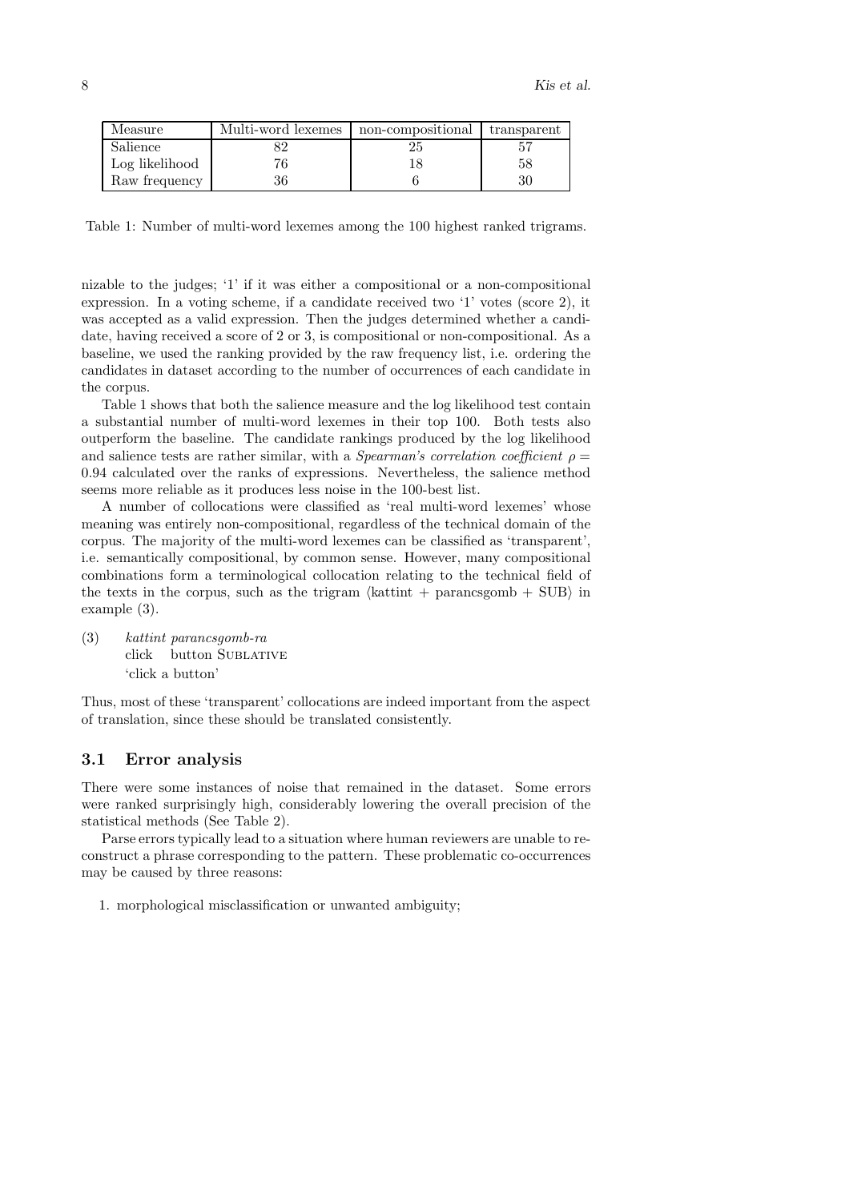| Measure | Multi-word lexemes | non-compositional | transparent |
|---|---|---|---|
| Salience | 82 | 25 | 57 |
| Log likelihood | 76 | 18 | 58 |
| Raw frequency | 36 | 6 | 30 |

Table 1: Number of multi-word lexemes among the 100 highest ranked trigrams.

nizable to the judges; '1' if it was either a compositional or a non-compositional expression. In a voting scheme, if a candidate received two '1' votes (score 2), it was accepted as a valid expression. Then the judges determined whether a candidate, having received a score of 2 or 3, is compositional or non-compositional. As a baseline, we used the ranking provided by the raw frequency list, i.e. ordering the candidates in dataset according to the number of occurrences of each candidate in the corpus.

Table 1 shows that both the salience measure and the log likelihood test contain a substantial number of multi-word lexemes in their top 100. Both tests also outperform the baseline. The candidate rankings produced by the log likelihood and salience tests are rather similar, with a *Spearman's correlation coefficient* $\rho = 0.94$ calculated over the ranks of expressions. Nevertheless, the salience method seems more reliable as it produces less noise in the 100-best list.

A number of collocations were classified as 'real multi-word lexemes' whose meaning was entirely non-compositional, regardless of the technical domain of the corpus. The majority of the multi-word lexemes can be classified as 'transparent', i.e. semantically compositional, by common sense. However, many compositional combinations form a terminological collocation relating to the technical field of the texts in the corpus, such as the trigram ⟨kattint + parancsgomb + SUB⟩ in example (3).

(3) *kattint parancsgomb-ra*
    click button SUBLATIVE
    'click a button'

Thus, most of these 'transparent' collocations are indeed important from the aspect of translation, since these should be translated consistently.

### 3.1 Error analysis

There were some instances of noise that remained in the dataset. Some errors were ranked surprisingly high, considerably lowering the overall precision of the statistical methods (See Table 2).

Parse errors typically lead to a situation where human reviewers are unable to reconstruct a phrase corresponding to the pattern. These problematic co-occurrences may be caused by three reasons:

1. morphological misclassification or unwanted ambiguity;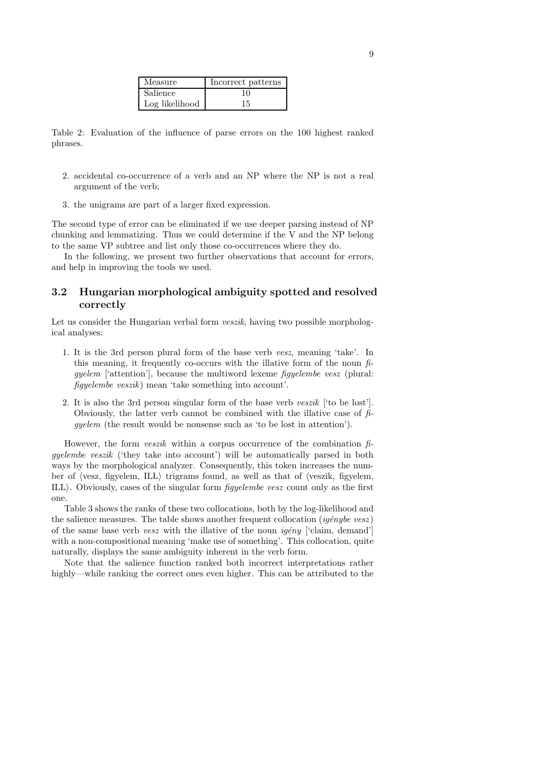| Measure | Incorrect patterns |
|---|---|
| Salience | 10 |
| Log likelihood | 15 |

Table 2: Evaluation of the influence of parse errors on the 100 highest ranked phrases.

2. accidental co-occurrence of a verb and an NP where the NP is not a real argument of the verb;
3. the unigrams are part of a larger fixed expression.

The second type of error can be eliminated if we use deeper parsing instead of NP chunking and lemmatizing. Thus we could determine if the V and the NP belong to the same VP subtree and list only those co-occurrences where they do.

In the following, we present two further observations that account for errors, and help in improving the tools we used.

## 3.2 Hungarian morphological ambiguity spotted and resolved correctly

Let us consider the Hungarian verbal form *veszik*, having two possible morphological analyses:

1. It is the 3rd person plural form of the base verb *vesz*, meaning 'take'. In this meaning, it frequently co-occurs with the illative form of the noun *figyelem* ['attention'], because the multiword lexeme *figyelembe vesz* (plural: *figyelembe veszik*) mean 'take something into account'.
2. It is also the 3rd person singular form of the base verb *veszik* ['to be lost']. Obviously, the latter verb cannot be combined with the illative case of *figyelem* (the result would be nonsense such as 'to be lost in attention').

However, the form *veszik* within a corpus occurrence of the combination *figyelembe veszik* ('they take into account') will be automatically parsed in both ways by the morphological analyzer. Consequently, this token increases the number of ⟨vesz, figyelem, ILL⟩ trigrams found, as well as that of ⟨veszik, figyelem, ILL⟩. Obviously, cases of the singular form *figyelembe vesz* count only as the first one.

Table 3 shows the ranks of these two collocations, both by the log-likelihood and the salience measures. The table shows another frequent collocation (*igénybe vesz*) of the same base verb *vesz* with the illative of the noun *igény* ['claim, demand'] with a non-compositional meaning 'make use of something'. This collocation, quite naturally, displays the same ambiguity inherent in the verb form.

Note that the salience function ranked both incorrect interpretations rather highly—while ranking the correct ones even higher. This can be attributed to the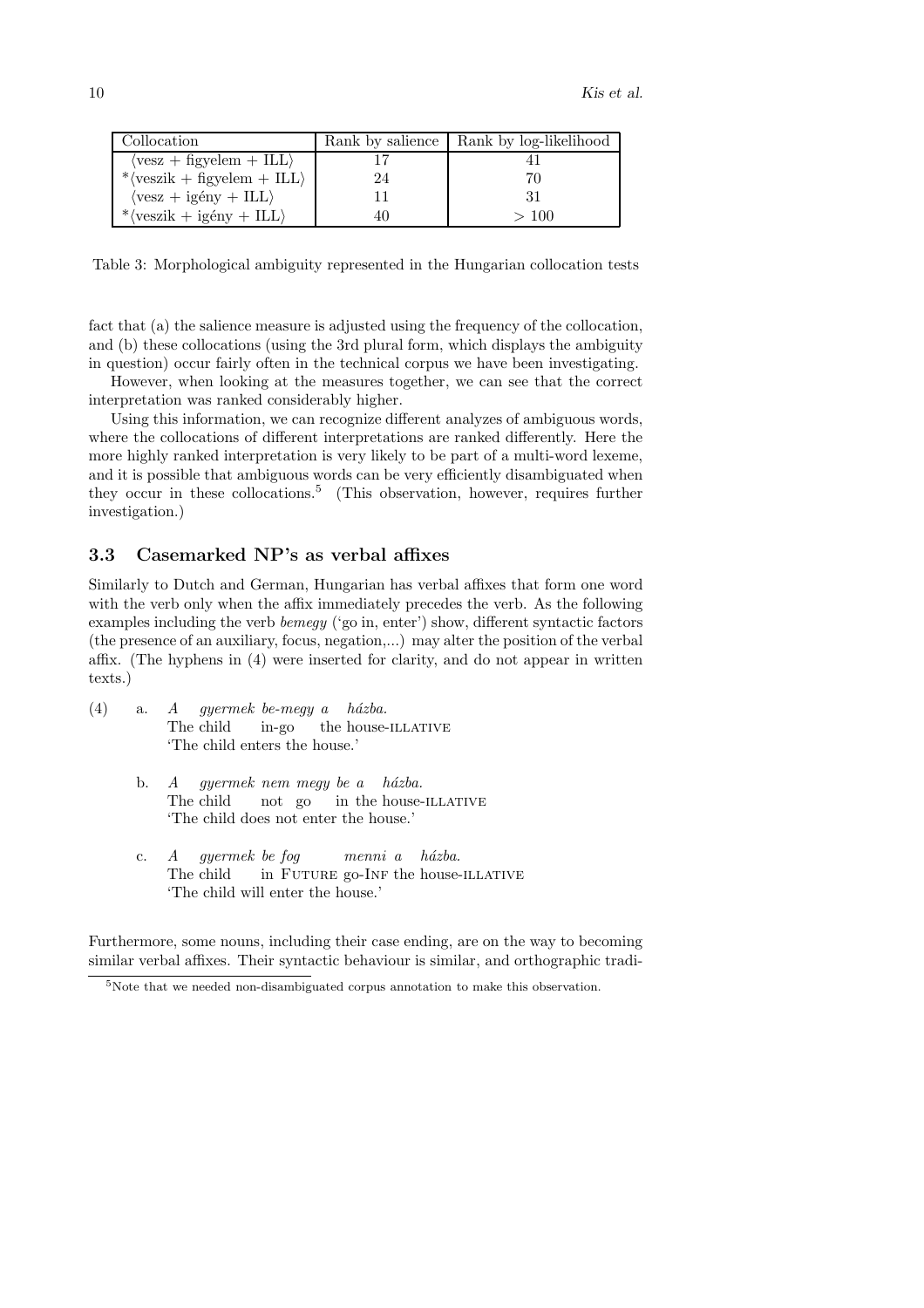| Collocation | Rank by salience | Rank by log-likelihood |
|---|---|---|
| ⟨vesz + figyelem + ILL⟩ | 17 | 41 |
| *⟨veszik + figyelem + ILL⟩ | 24 | 70 |
| ⟨vesz + igény + ILL⟩ | 11 | 31 |
| *⟨veszik + igény + ILL⟩ | 40 | > 100 |

Table 3: Morphological ambiguity represented in the Hungarian collocation tests

fact that (a) the salience measure is adjusted using the frequency of the collocation, and (b) these collocations (using the 3rd plural form, which displays the ambiguity in question) occur fairly often in the technical corpus we have been investigating.

However, when looking at the measures together, we can see that the correct interpretation was ranked considerably higher.

Using this information, we can recognize different analyzes of ambiguous words, where the collocations of different interpretations are ranked differently. Here the more highly ranked interpretation is very likely to be part of a multi-word lexeme, and it is possible that ambiguous words can be very efficiently disambiguated when they occur in these collocations.[5] (This observation, however, requires further investigation.)

### 3.3 Casemarked NP's as verbal affixes

Similarly to Dutch and German, Hungarian has verbal affixes that form one word with the verb only when the affix immediately precedes the verb. As the following examples including the verb *bemegy* ('go in, enter') show, different syntactic factors (the presence of an auxiliary, focus, negation,...) may alter the position of the verbal affix. (The hyphens in (4) were inserted for clarity, and do not appear in written texts.)

(4) a. *A gyermek be-megy a házba.*
The child in-go the house-ILLATIVE
'The child enters the house.'

b. *A gyermek nem megy be a házba.*
The child not go in the house-ILLATIVE
'The child does not enter the house.'

c. *A gyermek be fog menni a házba.*
The child in FUTURE go-INF the house-ILLATIVE
'The child will enter the house.'

Furthermore, some nouns, including their case ending, are on the way to becoming similar verbal affixes. Their syntactic behaviour is similar, and orthographic tradi-

[5] Note that we needed non-disambiguated corpus annotation to make this observation.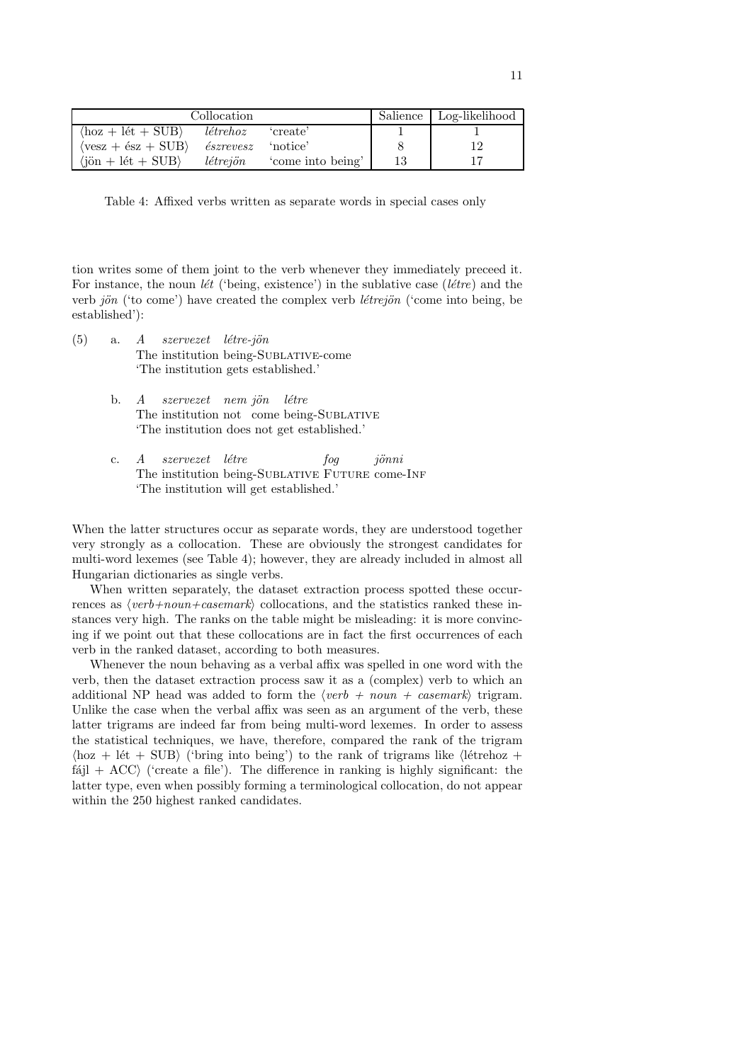| Collocation | | | Salience | Log-likelihood |
|---|---|---|---|---|
| ⟨hoz + lét + SUB⟩ | *létrehoz* | 'create' | 1 | 1 |
| ⟨vesz + ész + SUB⟩ | *észrevesz* | 'notice' | 8 | 12 |
| ⟨jön + lét + SUB⟩ | *létrejön* | 'come into being' | 13 | 17 |

Table 4: Affixed verbs written as separate words in special cases only

tion writes some of them joint to the verb whenever they immediately preceed it. For instance, the noun *lét* ('being, existence') in the sublative case (*létre*) and the verb *jön* ('to come') have created the complex verb *létrejön* ('come into being, be established'):

(5) a. *A szervezet létre-jön*
The institution being-SUBLATIVE-come
'The institution gets established.'

b. *A szervezet nem jön létre*
The institution not come being-SUBLATIVE
'The institution does not get established.'

c. *A szervezet létre fog jönni*
The institution being-SUBLATIVE FUTURE come-INF
'The institution will get established.'

When the latter structures occur as separate words, they are understood together very strongly as a collocation. These are obviously the strongest candidates for multi-word lexemes (see Table 4); however, they are already included in almost all Hungarian dictionaries as single verbs.

When written separately, the dataset extraction process spotted these occurrences as ⟨*verb+noun+casemark*⟩ collocations, and the statistics ranked these instances very high. The ranks on the table might be misleading: it is more convincing if we point out that these collocations are in fact the first occurrences of each verb in the ranked dataset, according to both measures.

Whenever the noun behaving as a verbal affix was spelled in one word with the verb, then the dataset extraction process saw it as a (complex) verb to which an additional NP head was added to form the ⟨*verb + noun + casemark*⟩ trigram. Unlike the case when the verbal affix was seen as an argument of the verb, these latter trigrams are indeed far from being multi-word lexemes. In order to assess the statistical techniques, we have, therefore, compared the rank of the trigram ⟨hoz + lét + SUB⟩ ('bring into being') to the rank of trigrams like ⟨létrehoz + fájl + ACC⟩ ('create a file'). The difference in ranking is highly significant: the latter type, even when possibly forming a terminological collocation, do not appear within the 250 highest ranked candidates.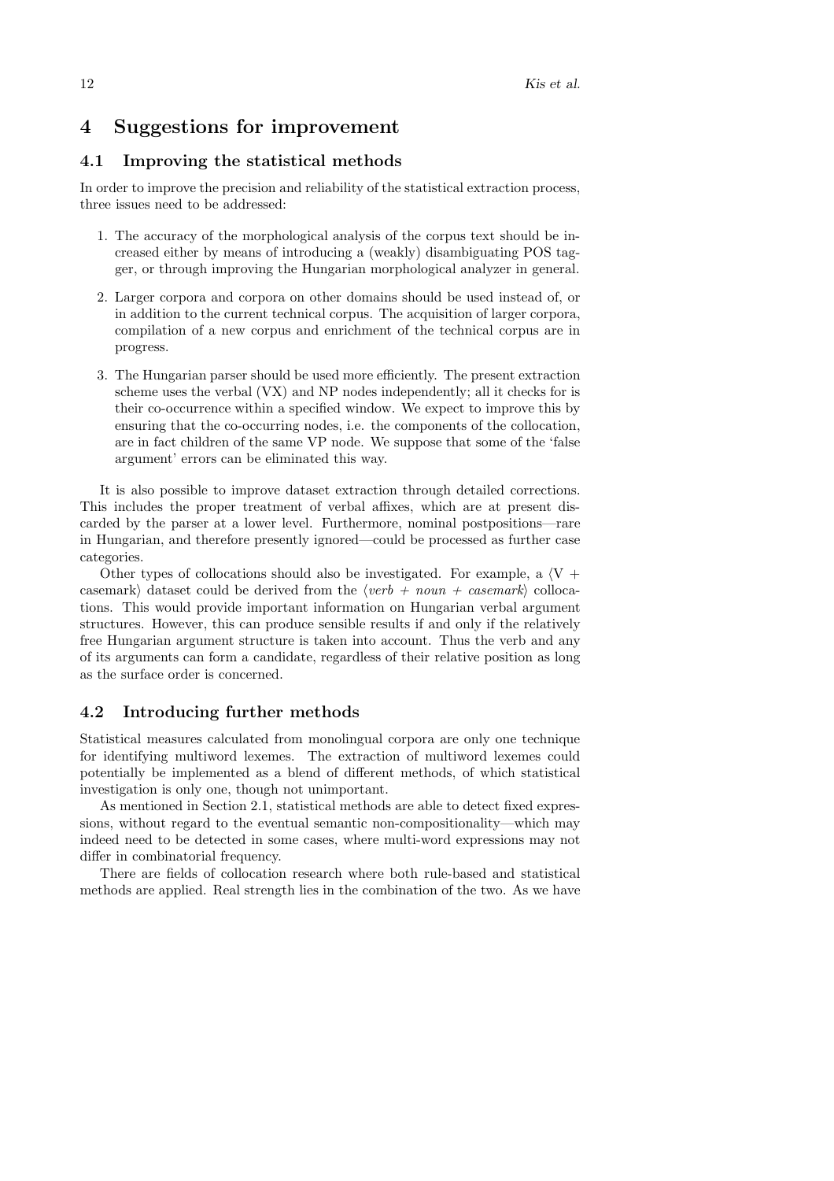# 4 Suggestions for improvement

## 4.1 Improving the statistical methods

In order to improve the precision and reliability of the statistical extraction process, three issues need to be addressed:

1. The accuracy of the morphological analysis of the corpus text should be increased either by means of introducing a (weakly) disambiguating POS tagger, or through improving the Hungarian morphological analyzer in general.
2. Larger corpora and corpora on other domains should be used instead of, or in addition to the current technical corpus. The acquisition of larger corpora, compilation of a new corpus and enrichment of the technical corpus are in progress.
3. The Hungarian parser should be used more efficiently. The present extraction scheme uses the verbal (VX) and NP nodes independently; all it checks for is their co-occurrence within a specified window. We expect to improve this by ensuring that the co-occurring nodes, i.e. the components of the collocation, are in fact children of the same VP node. We suppose that some of the 'false argument' errors can be eliminated this way.

It is also possible to improve dataset extraction through detailed corrections. This includes the proper treatment of verbal affixes, which are at present discarded by the parser at a lower level. Furthermore, nominal postpositions—rare in Hungarian, and therefore presently ignored—could be processed as further case categories.

Other types of collocations should also be investigated. For example, a ⟨V + casemark⟩ dataset could be derived from the ⟨*verb + noun + casemark*⟩ collocations. This would provide important information on Hungarian verbal argument structures. However, this can produce sensible results if and only if the relatively free Hungarian argument structure is taken into account. Thus the verb and any of its arguments can form a candidate, regardless of their relative position as long as the surface order is concerned.

## 4.2 Introducing further methods

Statistical measures calculated from monolingual corpora are only one technique for identifying multiword lexemes. The extraction of multiword lexemes could potentially be implemented as a blend of different methods, of which statistical investigation is only one, though not unimportant.

As mentioned in Section 2.1, statistical methods are able to detect fixed expressions, without regard to the eventual semantic non-compositionality—which may indeed need to be detected in some cases, where multi-word expressions may not differ in combinatorial frequency.

There are fields of collocation research where both rule-based and statistical methods are applied. Real strength lies in the combination of the two. As we have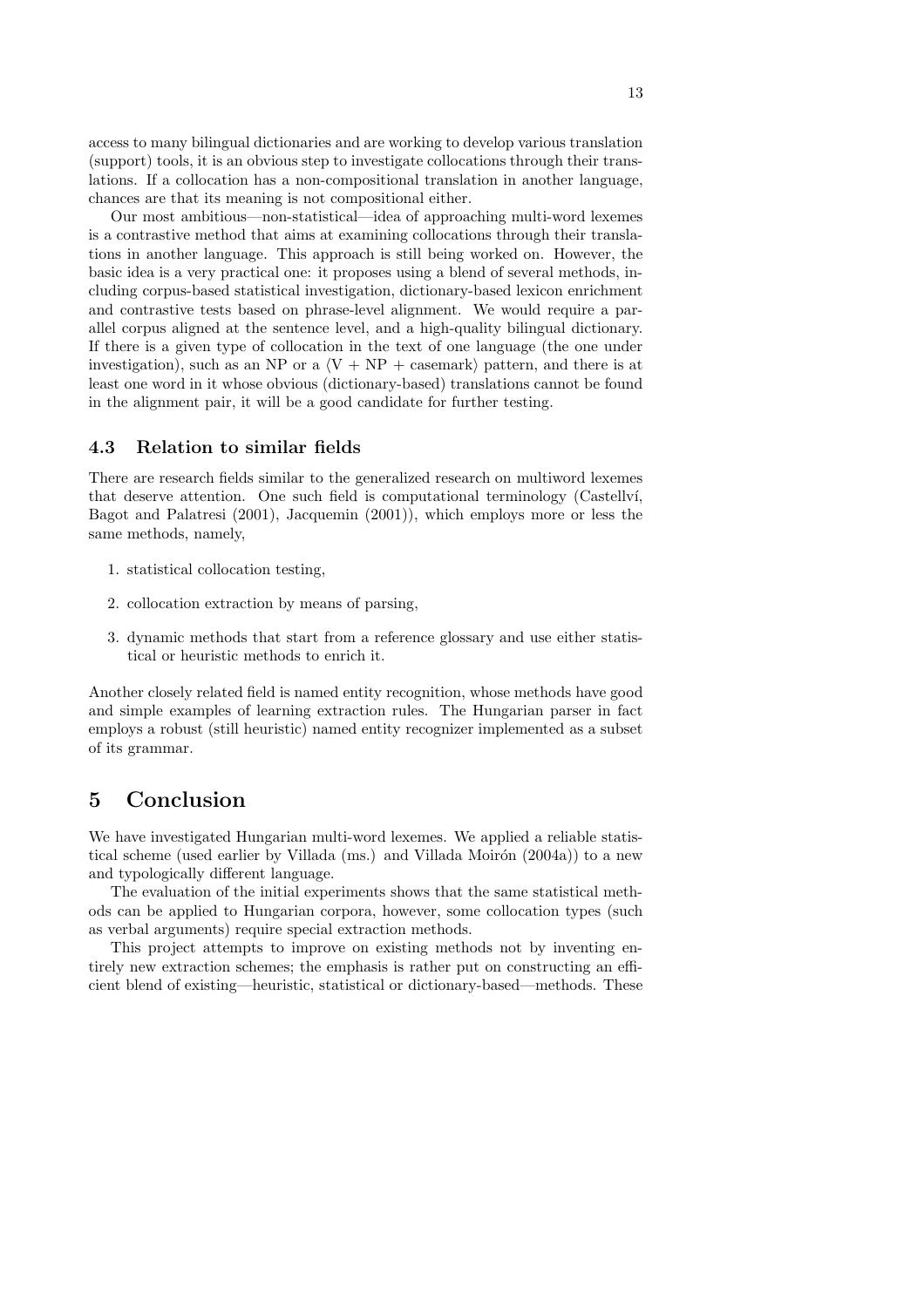access to many bilingual dictionaries and are working to develop various translation (support) tools, it is an obvious step to investigate collocations through their translations. If a collocation has a non-compositional translation in another language, chances are that its meaning is not compositional either.

Our most ambitious—non-statistical—idea of approaching multi-word lexemes is a contrastive method that aims at examining collocations through their translations in another language. This approach is still being worked on. However, the basic idea is a very practical one: it proposes using a blend of several methods, including corpus-based statistical investigation, dictionary-based lexicon enrichment and contrastive tests based on phrase-level alignment. We would require a parallel corpus aligned at the sentence level, and a high-quality bilingual dictionary. If there is a given type of collocation in the text of one language (the one under investigation), such as an NP or a $\langle$V + NP + casemark$\rangle$ pattern, and there is at least one word in it whose obvious (dictionary-based) translations cannot be found in the alignment pair, it will be a good candidate for further testing.

### 4.3 Relation to similar fields

There are research fields similar to the generalized research on multiword lexemes that deserve attention. One such field is computational terminology (Castellví, Bagot and Palatresi (2001), Jacquemin (2001)), which employs more or less the same methods, namely,

1. statistical collocation testing,
2. collocation extraction by means of parsing,
3. dynamic methods that start from a reference glossary and use either statistical or heuristic methods to enrich it.

Another closely related field is named entity recognition, whose methods have good and simple examples of learning extraction rules. The Hungarian parser in fact employs a robust (still heuristic) named entity recognizer implemented as a subset of its grammar.

## 5 Conclusion

We have investigated Hungarian multi-word lexemes. We applied a reliable statistical scheme (used earlier by Villada (ms.) and Villada Moirón (2004a)) to a new and typologically different language.

The evaluation of the initial experiments shows that the same statistical methods can be applied to Hungarian corpora, however, some collocation types (such as verbal arguments) require special extraction methods.

This project attempts to improve on existing methods not by inventing entirely new extraction schemes; the emphasis is rather put on constructing an efficient blend of existing—heuristic, statistical or dictionary-based—methods. These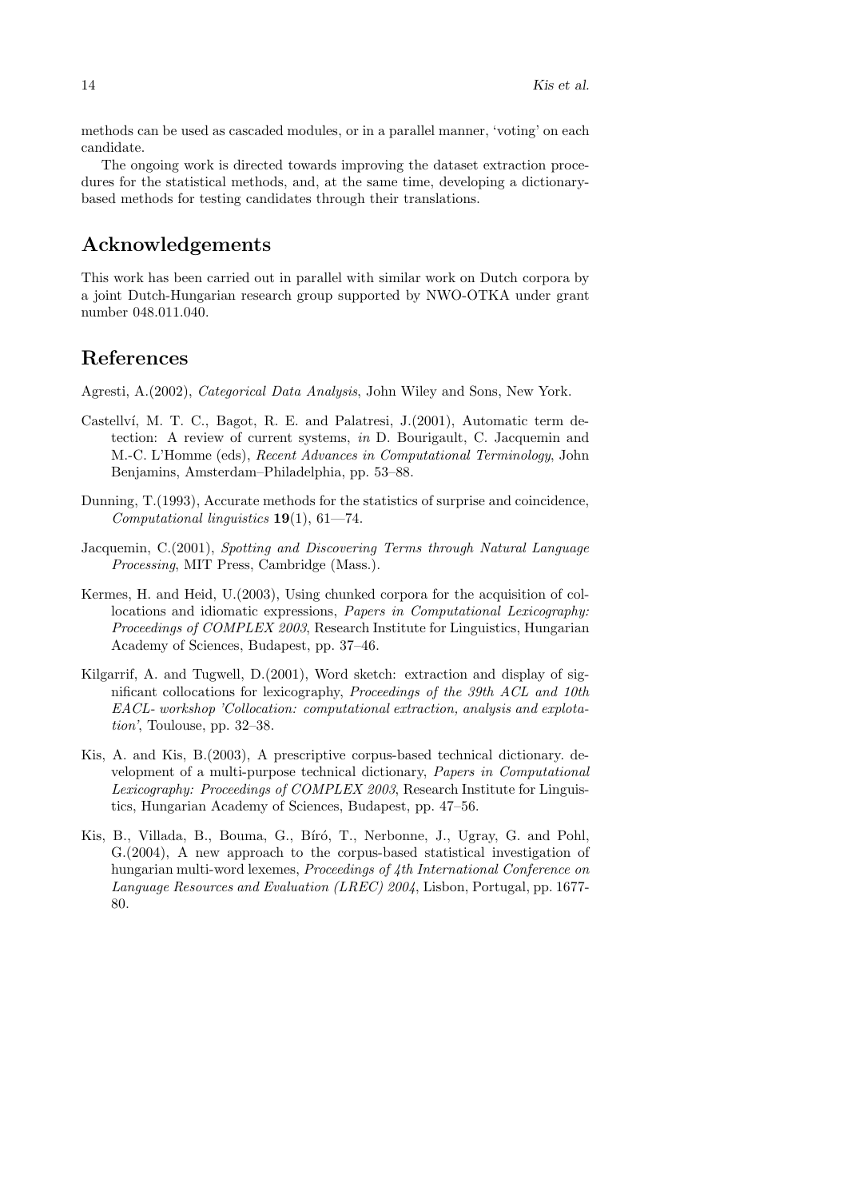methods can be used as cascaded modules, or in a parallel manner, 'voting' on each candidate.

The ongoing work is directed towards improving the dataset extraction procedures for the statistical methods, and, at the same time, developing a dictionary-based methods for testing candidates through their translations.

## Acknowledgements

This work has been carried out in parallel with similar work on Dutch corpora by a joint Dutch-Hungarian research group supported by NWO-OTKA under grant number 048.011.040.

## References

Agresti, A.(2002), *Categorical Data Analysis*, John Wiley and Sons, New York.

Castellví, M. T. C., Bagot, R. E. and Palatresi, J.(2001), Automatic term detection: A review of current systems, *in* D. Bourigault, C. Jacquemin and M.-C. L'Homme (eds), *Recent Advances in Computational Terminology*, John Benjamins, Amsterdam–Philadelphia, pp. 53–88.

Dunning, T.(1993), Accurate methods for the statistics of surprise and coincidence, *Computational linguistics* **19**(1), 61—74.

Jacquemin, C.(2001), *Spotting and Discovering Terms through Natural Language Processing*, MIT Press, Cambridge (Mass.).

Kermes, H. and Heid, U.(2003), Using chunked corpora for the acquisition of collocations and idiomatic expressions, *Papers in Computational Lexicography: Proceedings of COMPLEX 2003*, Research Institute for Linguistics, Hungarian Academy of Sciences, Budapest, pp. 37–46.

Kilgarrif, A. and Tugwell, D.(2001), Word sketch: extraction and display of significant collocations for lexicography, *Proceedings of the 39th ACL and 10th EACL- workshop 'Collocation: computational extraction, analysis and explotation'*, Toulouse, pp. 32–38.

Kis, A. and Kis, B.(2003), A prescriptive corpus-based technical dictionary. development of a multi-purpose technical dictionary, *Papers in Computational Lexicography: Proceedings of COMPLEX 2003*, Research Institute for Linguistics, Hungarian Academy of Sciences, Budapest, pp. 47–56.

Kis, B., Villada, B., Bouma, G., Bíró, T., Nerbonne, J., Ugray, G. and Pohl, G.(2004), A new approach to the corpus-based statistical investigation of hungarian multi-word lexemes, *Proceedings of 4th International Conference on Language Resources and Evaluation (LREC) 2004*, Lisbon, Portugal, pp. 1677-80.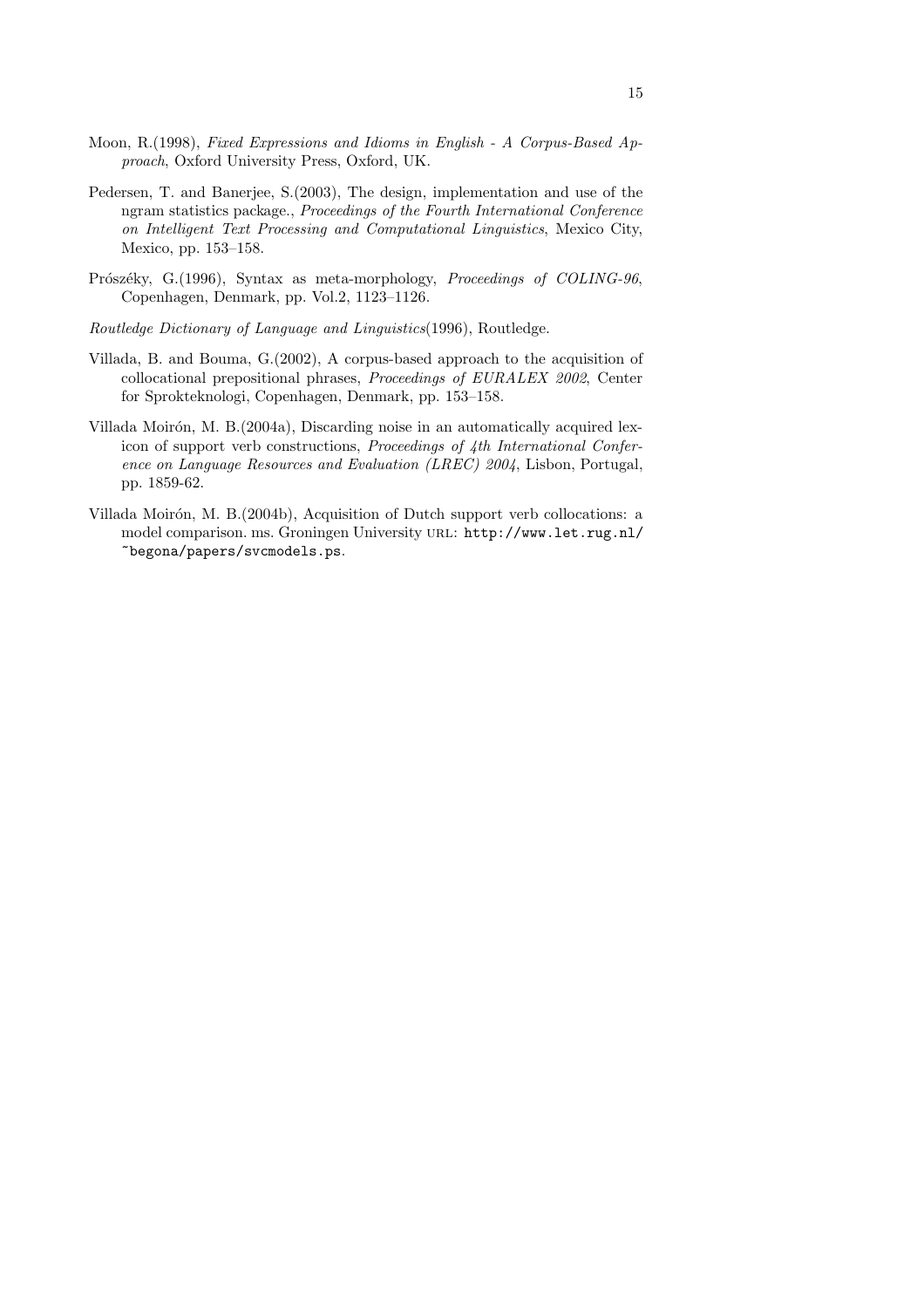Moon, R.(1998), *Fixed Expressions and Idioms in English - A Corpus-Based Approach*, Oxford University Press, Oxford, UK.

Pedersen, T. and Banerjee, S.(2003), The design, implementation and use of the ngram statistics package., *Proceedings of the Fourth International Conference on Intelligent Text Processing and Computational Linguistics*, Mexico City, Mexico, pp. 153–158.

Prószéky, G.(1996), Syntax as meta-morphology, *Proceedings of COLING-96*, Copenhagen, Denmark, pp. Vol.2, 1123–1126.

*Routledge Dictionary of Language and Linguistics*(1996), Routledge.

Villada, B. and Bouma, G.(2002), A corpus-based approach to the acquisition of collocational prepositional phrases, *Proceedings of EURALEX 2002*, Center for Sprokteknologi, Copenhagen, Denmark, pp. 153–158.

Villada Moirón, M. B.(2004a), Discarding noise in an automatically acquired lexicon of support verb constructions, *Proceedings of 4th International Conference on Language Resources and Evaluation (LREC) 2004*, Lisbon, Portugal, pp. 1859-62.

Villada Moirón, M. B.(2004b), Acquisition of Dutch support verb collocations: a model comparison. ms. Groningen University URL: `http://www.let.rug.nl/~begona/papers/svcmodels.ps`.